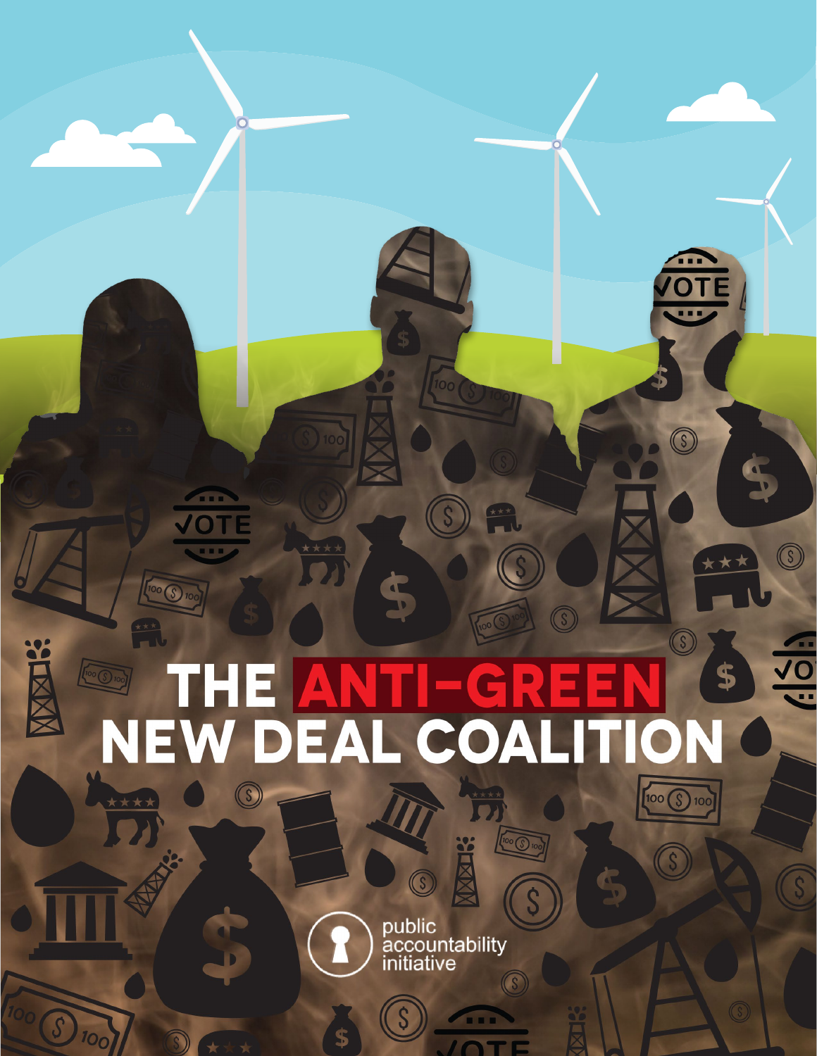# THE ANTI-GREEN NEW DEAL COALITION

public accountability initiative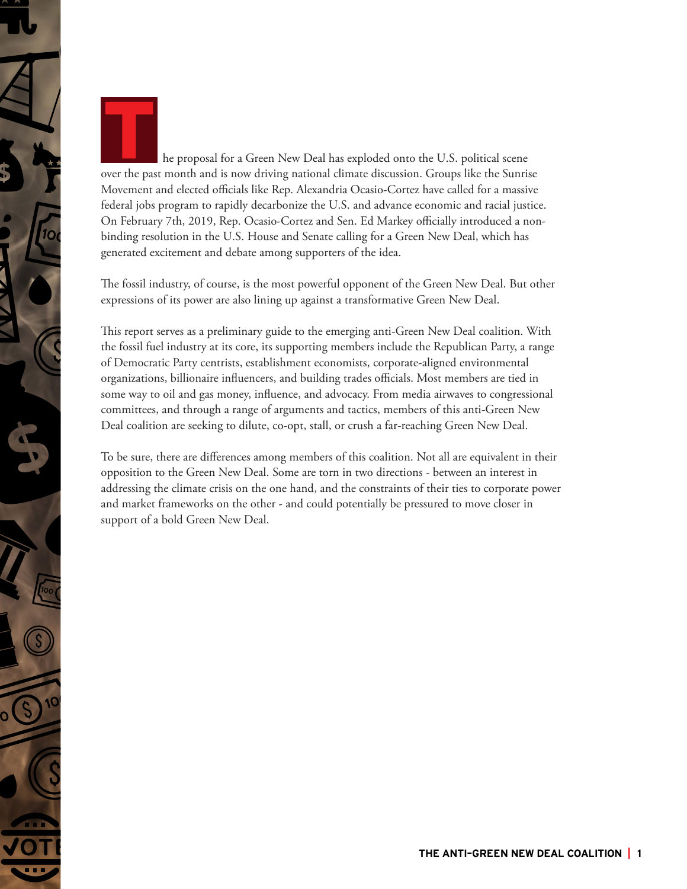The proposal for a Green New Deal has exploded onto the U.S. political scene over the past month and is now driving national climate discussion. Groups like the Sunrise Movement and elected officials like Rep. Alexandria Ocasio-Cortez have called for a massive federal jobs program to rapidly decarbonize the U.S. and advance economic and racial justice. On February 7th, 2019, Rep. Ocasio-Cortez and Sen. Ed Markey officially introduced a non-binding resolution in the U.S. House and Senate calling for a Green New Deal, which has generated excitement and debate among supporters of the idea.

The fossil industry, of course, is the most powerful opponent of the Green New Deal. But other expressions of its power are also lining up against a transformative Green New Deal.

This report serves as a preliminary guide to the emerging anti-Green New Deal coalition. With the fossil fuel industry at its core, its supporting members include the Republican Party, a range of Democratic Party centrists, establishment economists, corporate-aligned environmental organizations, billionaire influencers, and building trades officials. Most members are tied in some way to oil and gas money, influence, and advocacy. From media airwaves to congressional committees, and through a range of arguments and tactics, members of this anti-Green New Deal coalition are seeking to dilute, co-opt, stall, or crush a far-reaching Green New Deal.

To be sure, there are differences among members of this coalition. Not all are equivalent in their opposition to the Green New Deal. Some are torn in two directions - between an interest in addressing the climate crisis on the one hand, and the constraints of their ties to corporate power and market frameworks on the other - and could potentially be pressured to move closer in support of a bold Green New Deal.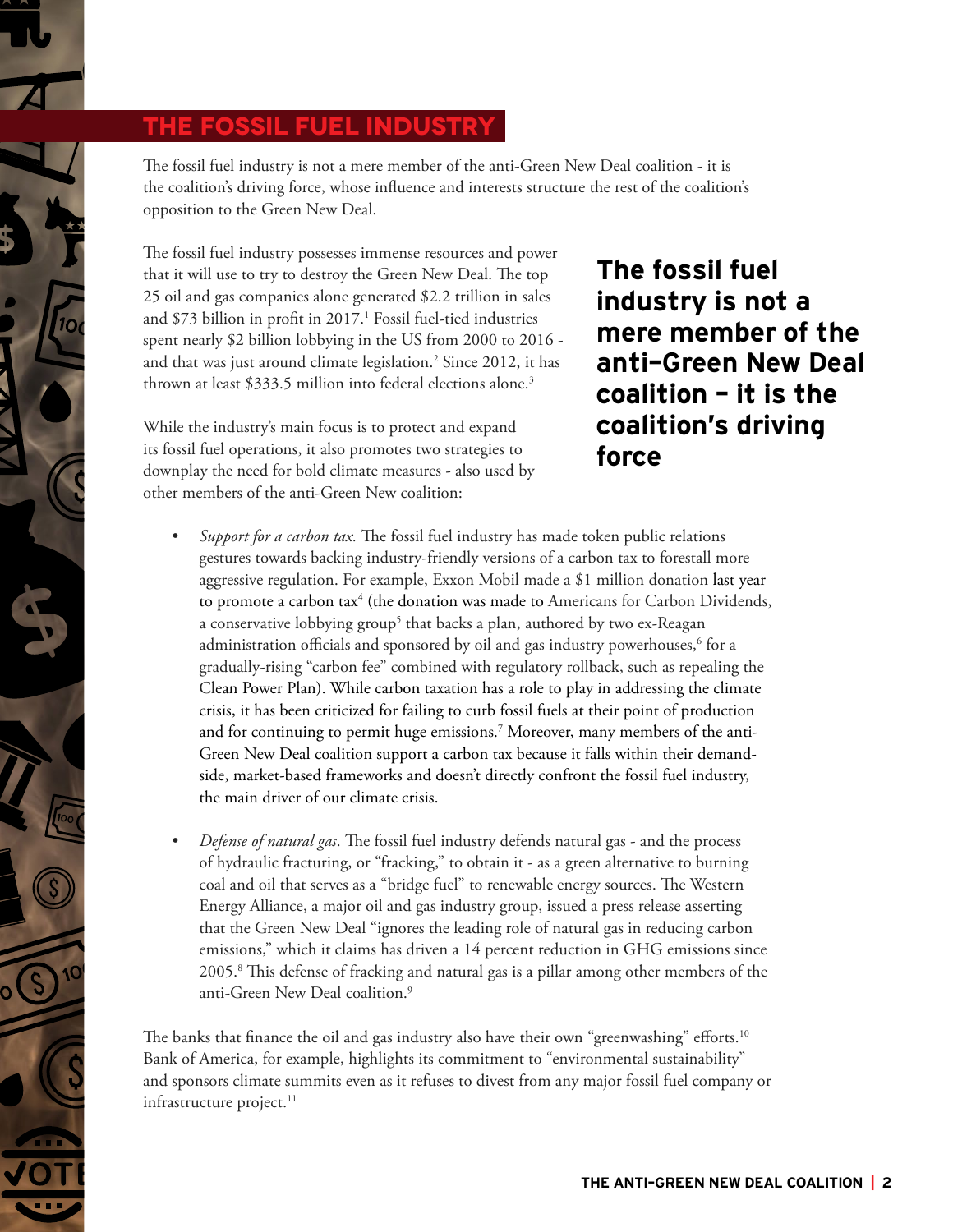## THE FOSSIL FUEL INDUSTRY

The fossil fuel industry is not a mere member of the anti-Green New Deal coalition - it is the coalition's driving force, whose influence and interests structure the rest of the coalition's opposition to the Green New Deal.

The fossil fuel industry possesses immense resources and power that it will use to try to destroy the Green New Deal. The top 25 oil and gas companies alone generated $2.2 trillion in sales and $73 billion in profit in 2017.[1] Fossil fuel-tied industries spent nearly $2 billion lobbying in the US from 2000 to 2016 - and that was just around climate legislation.[2] Since 2012, it has thrown at least $333.5 million into federal elections alone.[3]

**The fossil fuel industry is not a mere member of the anti-Green New Deal coalition - it is the coalition's driving force**

While the industry's main focus is to protect and expand its fossil fuel operations, it also promotes two strategies to downplay the need for bold climate measures - also used by other members of the anti-Green New coalition:

- *Support for a carbon tax.* The fossil fuel industry has made token public relations gestures towards backing industry-friendly versions of a carbon tax to forestall more aggressive regulation. For example, Exxon Mobil made a $1 million donation last year to promote a carbon tax[4] (the donation was made to Americans for Carbon Dividends, a conservative lobbying group[5] that backs a plan, authored by two ex-Reagan administration officials and sponsored by oil and gas industry powerhouses,[6] for a gradually-rising "carbon fee" combined with regulatory rollback, such as repealing the Clean Power Plan). While carbon taxation has a role to play in addressing the climate crisis, it has been criticized for failing to curb fossil fuels at their point of production and for continuing to permit huge emissions.[7] Moreover, many members of the anti-Green New Deal coalition support a carbon tax because it falls within their demand-side, market-based frameworks and doesn't directly confront the fossil fuel industry, the main driver of our climate crisis.

- *Defense of natural gas*. The fossil fuel industry defends natural gas - and the process of hydraulic fracturing, or "fracking," to obtain it - as a green alternative to burning coal and oil that serves as a "bridge fuel" to renewable energy sources. The Western Energy Alliance, a major oil and gas industry group, issued a press release asserting that the Green New Deal "ignores the leading role of natural gas in reducing carbon emissions," which it claims has driven a 14 percent reduction in GHG emissions since 2005.[8] This defense of fracking and natural gas is a pillar among other members of the anti-Green New Deal coalition.[9]

The banks that finance the oil and gas industry also have their own "greenwashing" efforts.[10] Bank of America, for example, highlights its commitment to "environmental sustainability" and sponsors climate summits even as it refuses to divest from any major fossil fuel company or infrastructure project.[11]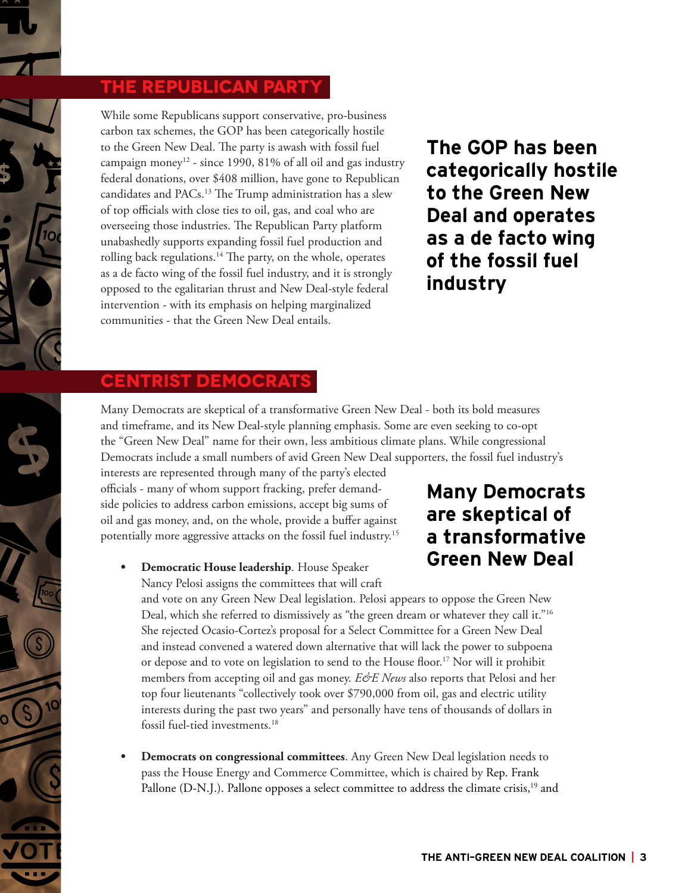## THE REPUBLICAN PARTY

While some Republicans support conservative, pro-business carbon tax schemes, the GOP has been categorically hostile to the Green New Deal. The party is awash with fossil fuel campaign money[12] - since 1990, 81% of all oil and gas industry federal donations, over $408 million, have gone to Republican candidates and PACs.[13] The Trump administration has a slew of top officials with close ties to oil, gas, and coal who are overseeing those industries. The Republican Party platform unabashedly supports expanding fossil fuel production and rolling back regulations.[14] The party, on the whole, operates as a de facto wing of the fossil fuel industry, and it is strongly opposed to the egalitarian thrust and New Deal-style federal intervention - with its emphasis on helping marginalized communities - that the Green New Deal entails.

**The GOP has been categorically hostile to the Green New Deal and operates as a de facto wing of the fossil fuel industry**

## CENTRIST DEMOCRATS

Many Democrats are skeptical of a transformative Green New Deal - both its bold measures and timeframe, and its New Deal-style planning emphasis. Some are even seeking to co-opt the "Green New Deal" name for their own, less ambitious climate plans. While congressional Democrats include a small numbers of avid Green New Deal supporters, the fossil fuel industry's interests are represented through many of the party's elected officials - many of whom support fracking, prefer demand-side policies to address carbon emissions, accept big sums of oil and gas money, and, on the whole, provide a buffer against potentially more aggressive attacks on the fossil fuel industry.[15]

**Many Democrats are skeptical of a transformative Green New Deal**

- **Democratic House leadership**. House Speaker Nancy Pelosi assigns the committees that will craft and vote on any Green New Deal legislation. Pelosi appears to oppose the Green New Deal, which she referred to dismissively as "the green dream or whatever they call it."[16] She rejected Ocasio-Cortez's proposal for a Select Committee for a Green New Deal and instead convened a watered down alternative that will lack the power to subpoena or depose and to vote on legislation to send to the House floor.[17] Nor will it prohibit members from accepting oil and gas money. *E&E News* also reports that Pelosi and her top four lieutenants "collectively took over $790,000 from oil, gas and electric utility interests during the past two years" and personally have tens of thousands of dollars in fossil fuel-tied investments.[18]

- **Democrats on congressional committees**. Any Green New Deal legislation needs to pass the House Energy and Commerce Committee, which is chaired by Rep. Frank Pallone (D-N.J.). Pallone opposes a select committee to address the climate crisis,[19] and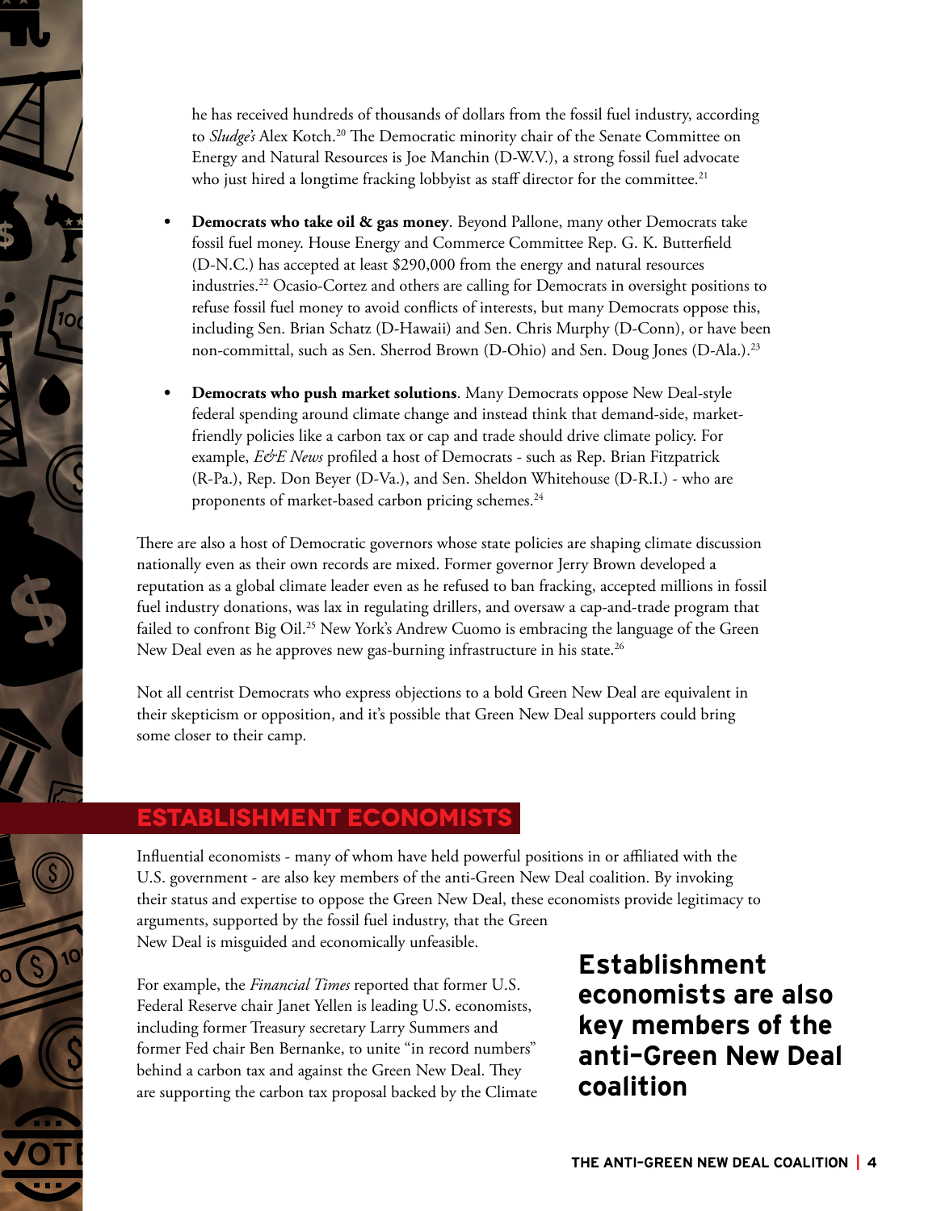he has received hundreds of thousands of dollars from the fossil fuel industry, according to *Sludge's* Alex Kotch.[20] The Democratic minority chair of the Senate Committee on Energy and Natural Resources is Joe Manchin (D-W.V.), a strong fossil fuel advocate who just hired a longtime fracking lobbyist as staff director for the committee.[21]

- **Democrats who take oil & gas money**. Beyond Pallone, many other Democrats take fossil fuel money. House Energy and Commerce Committee Rep. G. K. Butterfield (D-N.C.) has accepted at least $290,000 from the energy and natural resources industries.[22] Ocasio-Cortez and others are calling for Democrats in oversight positions to refuse fossil fuel money to avoid conflicts of interests, but many Democrats oppose this, including Sen. Brian Schatz (D-Hawaii) and Sen. Chris Murphy (D-Conn), or have been non-committal, such as Sen. Sherrod Brown (D-Ohio) and Sen. Doug Jones (D-Ala.).[23]

- **Democrats who push market solutions**. Many Democrats oppose New Deal-style federal spending around climate change and instead think that demand-side, market-friendly policies like a carbon tax or cap and trade should drive climate policy. For example, *E&E News* profiled a host of Democrats - such as Rep. Brian Fitzpatrick (R-Pa.), Rep. Don Beyer (D-Va.), and Sen. Sheldon Whitehouse (D-R.I.) - who are proponents of market-based carbon pricing schemes.[24]

There are also a host of Democratic governors whose state policies are shaping climate discussion nationally even as their own records are mixed. Former governor Jerry Brown developed a reputation as a global climate leader even as he refused to ban fracking, accepted millions in fossil fuel industry donations, was lax in regulating drillers, and oversaw a cap-and-trade program that failed to confront Big Oil.[25] New York's Andrew Cuomo is embracing the language of the Green New Deal even as he approves new gas-burning infrastructure in his state.[26]

Not all centrist Democrats who express objections to a bold Green New Deal are equivalent in their skepticism or opposition, and it's possible that Green New Deal supporters could bring some closer to their camp.

## ESTABLISHMENT ECONOMISTS

Influential economists - many of whom have held powerful positions in or affiliated with the U.S. government - are also key members of the anti-Green New Deal coalition. By invoking their status and expertise to oppose the Green New Deal, these economists provide legitimacy to arguments, supported by the fossil fuel industry, that the Green New Deal is misguided and economically unfeasible.

**Establishment economists are also key members of the anti-Green New Deal coalition**

For example, the *Financial Times* reported that former U.S. Federal Reserve chair Janet Yellen is leading U.S. economists, including former Treasury secretary Larry Summers and former Fed chair Ben Bernanke, to unite "in record numbers" behind a carbon tax and against the Green New Deal. They are supporting the carbon tax proposal backed by the Climate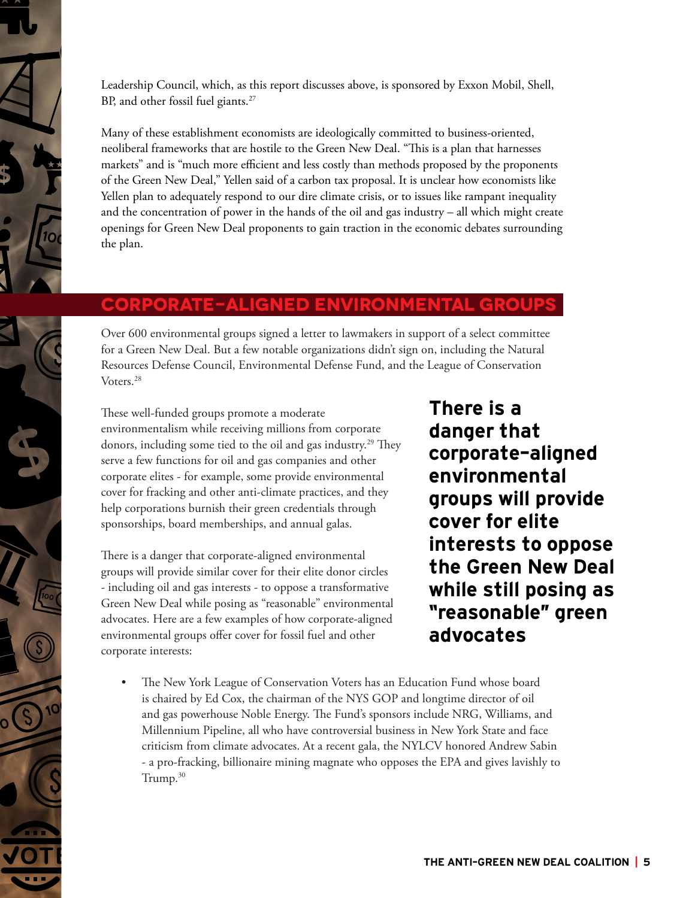Leadership Council, which, as this report discusses above, is sponsored by Exxon Mobil, Shell, BP, and other fossil fuel giants.[27]

Many of these establishment economists are ideologically committed to business-oriented, neoliberal frameworks that are hostile to the Green New Deal. "This is a plan that harnesses markets" and is "much more efficient and less costly than methods proposed by the proponents of the Green New Deal," Yellen said of a carbon tax proposal. It is unclear how economists like Yellen plan to adequately respond to our dire climate crisis, or to issues like rampant inequality and the concentration of power in the hands of the oil and gas industry – all which might create openings for Green New Deal proponents to gain traction in the economic debates surrounding the plan.

## CORPORATE-ALIGNED ENVIRONMENTAL GROUPS

Over 600 environmental groups signed a letter to lawmakers in support of a select committee for a Green New Deal. But a few notable organizations didn't sign on, including the Natural Resources Defense Council, Environmental Defense Fund, and the League of Conservation Voters.[28]

These well-funded groups promote a moderate environmentalism while receiving millions from corporate donors, including some tied to the oil and gas industry.[29] They serve a few functions for oil and gas companies and other corporate elites - for example, some provide environmental cover for fracking and other anti-climate practices, and they help corporations burnish their green credentials through sponsorships, board memberships, and annual galas.

**There is a danger that corporate-aligned environmental groups will provide cover for elite interests to oppose the Green New Deal while still posing as "reasonable" green advocates**

There is a danger that corporate-aligned environmental groups will provide similar cover for their elite donor circles - including oil and gas interests - to oppose a transformative Green New Deal while posing as "reasonable" environmental advocates. Here are a few examples of how corporate-aligned environmental groups offer cover for fossil fuel and other corporate interests:

- The New York League of Conservation Voters has an Education Fund whose board is chaired by Ed Cox, the chairman of the NYS GOP and longtime director of oil and gas powerhouse Noble Energy. The Fund's sponsors include NRG, Williams, and Millennium Pipeline, all who have controversial business in New York State and face criticism from climate advocates. At a recent gala, the NYLCV honored Andrew Sabin - a pro-fracking, billionaire mining magnate who opposes the EPA and gives lavishly to Trump.[30]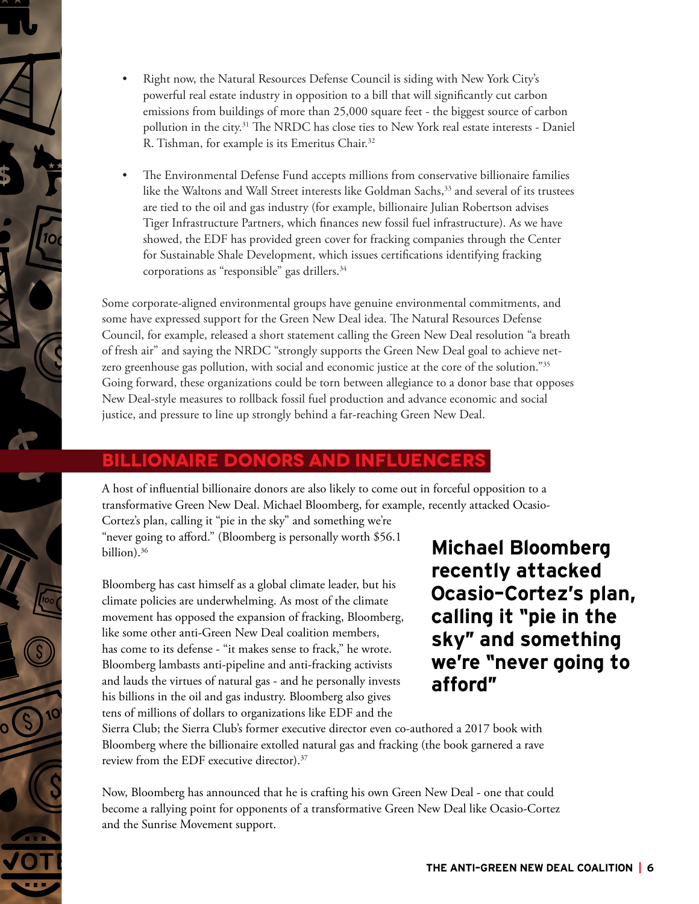- Right now, the Natural Resources Defense Council is siding with New York City's powerful real estate industry in opposition to a bill that will significantly cut carbon emissions from buildings of more than 25,000 square feet - the biggest source of carbon pollution in the city.[31] The NRDC has close ties to New York real estate interests - Daniel R. Tishman, for example is its Emeritus Chair.[32]

- The Environmental Defense Fund accepts millions from conservative billionaire families like the Waltons and Wall Street interests like Goldman Sachs,[33] and several of its trustees are tied to the oil and gas industry (for example, billionaire Julian Robertson advises Tiger Infrastructure Partners, which finances new fossil fuel infrastructure). As we have showed, the EDF has provided green cover for fracking companies through the Center for Sustainable Shale Development, which issues certifications identifying fracking corporations as "responsible" gas drillers.[34]

Some corporate-aligned environmental groups have genuine environmental commitments, and some have expressed support for the Green New Deal idea. The Natural Resources Defense Council, for example, released a short statement calling the Green New Deal resolution "a breath of fresh air" and saying the NRDC "strongly supports the Green New Deal goal to achieve net-zero greenhouse gas pollution, with social and economic justice at the core of the solution."[35] Going forward, these organizations could be torn between allegiance to a donor base that opposes New Deal-style measures to rollback fossil fuel production and advance economic and social justice, and pressure to line up strongly behind a far-reaching Green New Deal.

## BILLIONAIRE DONORS AND INFLUENCERS

A host of influential billionaire donors are also likely to come out in forceful opposition to a transformative Green New Deal. Michael Bloomberg, for example, recently attacked Ocasio-Cortez's plan, calling it "pie in the sky" and something we're "never going to afford." (Bloomberg is personally worth $56.1 billion).[36]

**Michael Bloomberg recently attacked Ocasio-Cortez's plan, calling it "pie in the sky" and something we're "never going to afford"**

Bloomberg has cast himself as a global climate leader, but his climate policies are underwhelming. As most of the climate movement has opposed the expansion of fracking, Bloomberg, like some other anti-Green New Deal coalition members, has come to its defense - "it makes sense to frack," he wrote. Bloomberg lambasts anti-pipeline and anti-fracking activists and lauds the virtues of natural gas - and he personally invests his billions in the oil and gas industry. Bloomberg also gives tens of millions of dollars to organizations like EDF and the Sierra Club; the Sierra Club's former executive director even co-authored a 2017 book with Bloomberg where the billionaire extolled natural gas and fracking (the book garnered a rave review from the EDF executive director).[37]

Now, Bloomberg has announced that he is crafting his own Green New Deal - one that could become a rallying point for opponents of a transformative Green New Deal like Ocasio-Cortez and the Sunrise Movement support.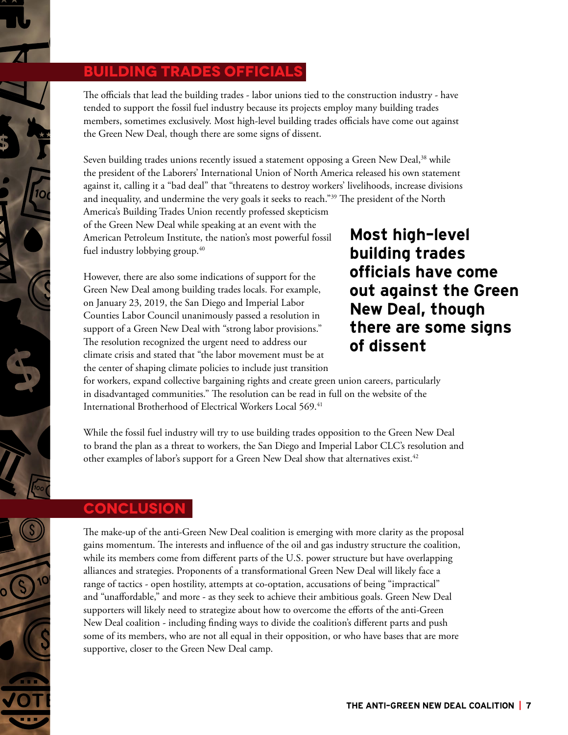## BUILDING TRADES OFFICIALS

The officials that lead the building trades - labor unions tied to the construction industry - have tended to support the fossil fuel industry because its projects employ many building trades members, sometimes exclusively. Most high-level building trades officials have come out against the Green New Deal, though there are some signs of dissent.

Seven building trades unions recently issued a statement opposing a Green New Deal,[38] while the president of the Laborers' International Union of North America released his own statement against it, calling it a "bad deal" that "threatens to destroy workers' livelihoods, increase divisions and inequality, and undermine the very goals it seeks to reach."[39] The president of the North America's Building Trades Union recently professed skepticism of the Green New Deal while speaking at an event with the American Petroleum Institute, the nation's most powerful fossil fuel industry lobbying group.[40]

**Most high-level building trades officials have come out against the Green New Deal, though there are some signs of dissent**

However, there are also some indications of support for the Green New Deal among building trades locals. For example, on January 23, 2019, the San Diego and Imperial Labor Counties Labor Council unanimously passed a resolution in support of a Green New Deal with "strong labor provisions." The resolution recognized the urgent need to address our climate crisis and stated that "the labor movement must be at the center of shaping climate policies to include just transition for workers, expand collective bargaining rights and create green union careers, particularly in disadvantaged communities." The resolution can be read in full on the website of the International Brotherhood of Electrical Workers Local 569.[41]

While the fossil fuel industry will try to use building trades opposition to the Green New Deal to brand the plan as a threat to workers, the San Diego and Imperial Labor CLC's resolution and other examples of labor's support for a Green New Deal show that alternatives exist.[42]

## CONCLUSION

The make-up of the anti-Green New Deal coalition is emerging with more clarity as the proposal gains momentum. The interests and influence of the oil and gas industry structure the coalition, while its members come from different parts of the U.S. power structure but have overlapping alliances and strategies. Proponents of a transformational Green New Deal will likely face a range of tactics - open hostility, attempts at co-optation, accusations of being "impractical" and "unaffordable," and more - as they seek to achieve their ambitious goals. Green New Deal supporters will likely need to strategize about how to overcome the efforts of the anti-Green New Deal coalition - including finding ways to divide the coalition's different parts and push some of its members, who are not all equal in their opposition, or who have bases that are more supportive, closer to the Green New Deal camp.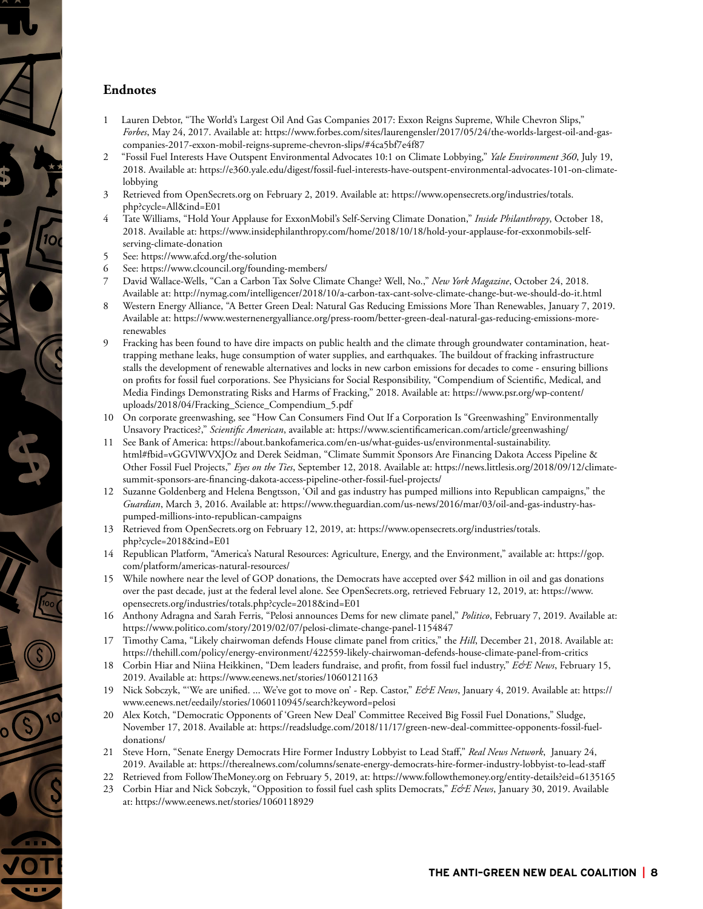## Endnotes

1. Lauren Debtor, "The World's Largest Oil And Gas Companies 2017: Exxon Reigns Supreme, While Chevron Slips," *Forbes*, May 24, 2017. Available at: https://www.forbes.com/sites/laurengensler/2017/05/24/the-worlds-largest-oil-and-gas-companies-2017-exxon-mobil-reigns-supreme-chevron-slips/#4ca5bf7e4f87
2. "Fossil Fuel Interests Have Outspent Environmental Advocates 10:1 on Climate Lobbying," *Yale Environment 360*, July 19, 2018. Available at: https://e360.yale.edu/digest/fossil-fuel-interests-have-outspent-environmental-advocates-101-on-climate-lobbying
3. Retrieved from OpenSecrets.org on February 2, 2019. Available at: https://www.opensecrets.org/industries/totals.php?cycle=All&ind=E01
4. Tate Williams, "Hold Your Applause for ExxonMobil's Self-Serving Climate Donation," *Inside Philanthropy*, October 18, 2018. Available at: https://www.insidephilanthropy.com/home/2018/10/18/hold-your-applause-for-exxonmobils-self-serving-climate-donation
5. See: https://www.afcd.org/the-solution
6. See: https://www.clcouncil.org/founding-members/
7. David Wallace-Wells, "Can a Carbon Tax Solve Climate Change? Well, No.," *New York Magazine*, October 24, 2018. Available at: http://nymag.com/intelligencer/2018/10/a-carbon-tax-cant-solve-climate-change-but-we-should-do-it.html
8. Western Energy Alliance, "A Better Green Deal: Natural Gas Reducing Emissions More Than Renewables, January 7, 2019. Available at: https://www.westernenergyalliance.org/press-room/better-green-deal-natural-gas-reducing-emissions-more-renewables
9. Fracking has been found to have dire impacts on public health and the climate through groundwater contamination, heat-trapping methane leaks, huge consumption of water supplies, and earthquakes. The buildout of fracking infrastructure stalls the development of renewable alternatives and locks in new carbon emissions for decades to come - ensuring billions on profits for fossil fuel corporations. See Physicians for Social Responsibility, "Compendium of Scientific, Medical, and Media Findings Demonstrating Risks and Harms of Fracking," 2018. Available at: https://www.psr.org/wp-content/uploads/2018/04/Fracking_Science_Compendium_5.pdf
10. On corporate greenwashing, see "How Can Consumers Find Out If a Corporation Is "Greenwashing" Environmentally Unsavory Practices?," *Scientific American*, available at: https://www.scientificamerican.com/article/greenwashing/
11. See Bank of America: https://about.bankofamerica.com/en-us/what-guides-us/environmental-sustainability.html#fbid=vGGVlWVXJOz and Derek Seidman, "Climate Summit Sponsors Are Financing Dakota Access Pipeline & Other Fossil Fuel Projects," *Eyes on the Ties*, September 12, 2018. Available at: https://news.littlesis.org/2018/09/12/climate-summit-sponsors-are-financing-dakota-access-pipeline-other-fossil-fuel-projects/
12. Suzanne Goldenberg and Helena Bengtsson, 'Oil and gas industry has pumped millions into Republican campaigns," the *Guardian*, March 3, 2016. Available at: https://www.theguardian.com/us-news/2016/mar/03/oil-and-gas-industry-has-pumped-millions-into-republican-campaigns
13. Retrieved from OpenSecrets.org on February 12, 2019, at: https://www.opensecrets.org/industries/totals.php?cycle=2018&ind=E01
14. Republican Platform, "America's Natural Resources: Agriculture, Energy, and the Environment," available at: https://gop.com/platform/americas-natural-resources/
15. While nowhere near the level of GOP donations, the Democrats have accepted over $42 million in oil and gas donations over the past decade, just at the federal level alone. See OpenSecrets.org, retrieved February 12, 2019, at: https://www.opensecrets.org/industries/totals.php?cycle=2018&ind=E01
16. Anthony Adragna and Sarah Ferris, "Pelosi announces Dems for new climate panel," *Politico*, February 7, 2019. Available at: https://www.politico.com/story/2019/02/07/pelosi-climate-change-panel-1154847
17. Timothy Cama, "Likely chairwoman defends House climate panel from critics," the *Hill*, December 21, 2018. Available at: https://thehill.com/policy/energy-environment/422559-likely-chairwoman-defends-house-climate-panel-from-critics
18. Corbin Hiar and Niina Heikkinen, "Dem leaders fundraise, and profit, from fossil fuel industry," *E&E News*, February 15, 2019. Available at: https://www.eenews.net/stories/1060121163
19. Nick Sobczyk, "'We are unified. ... We've got to move on' - Rep. Castor," *E&E News*, January 4, 2019. Available at: https://www.eenews.net/eedaily/stories/1060110945/search?keyword=pelosi
20. Alex Kotch, "Democratic Opponents of 'Green New Deal' Committee Received Big Fossil Fuel Donations," Sludge, November 17, 2018. Available at: https://readsludge.com/2018/11/17/green-new-deal-committee-opponents-fossil-fuel-donations/
21. Steve Horn, "Senate Energy Democrats Hire Former Industry Lobbyist to Lead Staff," *Real News Network*, January 24, 2019. Available at: https://therealnews.com/columns/senate-energy-democrats-hire-former-industry-lobbyist-to-lead-staff
22. Retrieved from FollowTheMoney.org on February 5, 2019, at: https://www.followthemoney.org/entity-details?eid=6135165
23. Corbin Hiar and Nick Sobczyk, "Opposition to fossil fuel cash splits Democrats," *E&E News*, January 30, 2019. Available at: https://www.eenews.net/stories/1060118929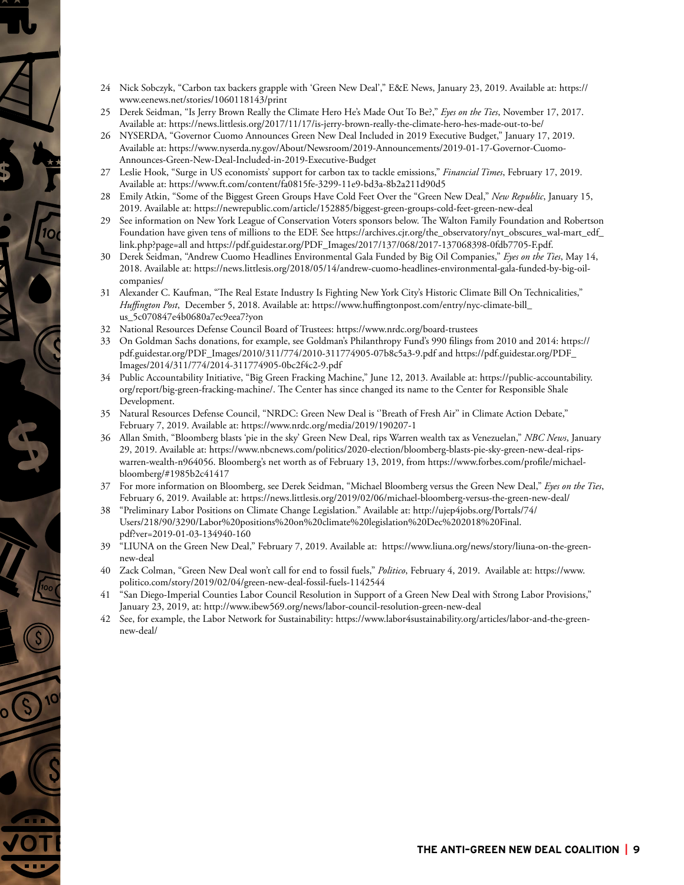24 Nick Sobczyk, "Carbon tax backers grapple with 'Green New Deal'," E&E News, January 23, 2019. Available at: https://www.eenews.net/stories/1060118143/print

25 Derek Seidman, "Is Jerry Brown Really the Climate Hero He's Made Out To Be?," *Eyes on the Ties*, November 17, 2017. Available at: https://news.littlesis.org/2017/11/17/is-jerry-brown-really-the-climate-hero-hes-made-out-to-be/

26 NYSERDA, "Governor Cuomo Announces Green New Deal Included in 2019 Executive Budget," January 17, 2019. Available at: https://www.nyserda.ny.gov/About/Newsroom/2019-Announcements/2019-01-17-Governor-Cuomo-Announces-Green-New-Deal-Included-in-2019-Executive-Budget

27 Leslie Hook, "Surge in US economists' support for carbon tax to tackle emissions," *Financial Times*, February 17, 2019. Available at: https://www.ft.com/content/fa0815fe-3299-11e9-bd3a-8b2a211d90d5

28 Emily Atkin, "Some of the Biggest Green Groups Have Cold Feet Over the "Green New Deal," *New Republic*, January 15, 2019. Available at: https://newrepublic.com/article/152885/biggest-green-groups-cold-feet-green-new-deal

29 See information on New York League of Conservation Voters sponsors below. The Walton Family Foundation and Robertson Foundation have given tens of millions to the EDF. See https://archives.cjr.org/the_observatory/nyt_obscures_wal-mart_edf_link.php?page=all and https://pdf.guidestar.org/PDF_Images/2017/137/068/2017-137068398-0fdb7705-F.pdf.

30 Derek Seidman, "Andrew Cuomo Headlines Environmental Gala Funded by Big Oil Companies," *Eyes on the Ties*, May 14, 2018. Available at: https://news.littlesis.org/2018/05/14/andrew-cuomo-headlines-environmental-gala-funded-by-big-oil-companies/

31 Alexander C. Kaufman, "The Real Estate Industry Is Fighting New York City's Historic Climate Bill On Technicalities," *Huffington Post*, December 5, 2018. Available at: https://www.huffingtonpost.com/entry/nyc-climate-bill_us_5c070847e4b0680a7ec9eea7?yon

32 National Resources Defense Council Board of Trustees: https://www.nrdc.org/board-trustees

33 On Goldman Sachs donations, for example, see Goldman's Philanthropy Fund's 990 filings from 2010 and 2014: https://pdf.guidestar.org/PDF_Images/2010/311/774/2010-311774905-07b8c5a3-9.pdf and https://pdf.guidestar.org/PDF_Images/2014/311/774/2014-311774905-0bc2f4c2-9.pdf

34 Public Accountability Initiative, "Big Green Fracking Machine," June 12, 2013. Available at: https://public-accountability.org/report/big-green-fracking-machine/. The Center has since changed its name to the Center for Responsible Shale Development.

35 Natural Resources Defense Council, "NRDC: Green New Deal is ''Breath of Fresh Air" in Climate Action Debate," February 7, 2019. Available at: https://www.nrdc.org/media/2019/190207-1

36 Allan Smith, "Bloomberg blasts 'pie in the sky' Green New Deal, rips Warren wealth tax as Venezuelan," *NBC News*, January 29, 2019. Available at: https://www.nbcnews.com/politics/2020-election/bloomberg-blasts-pie-sky-green-new-deal-rips-warren-wealth-n964056. Bloomberg's net worth as of February 13, 2019, from https://www.forbes.com/profile/michael-bloomberg/#1985b2c41417

37 For more information on Bloomberg, see Derek Seidman, "Michael Bloomberg versus the Green New Deal," *Eyes on the Ties*, February 6, 2019. Available at: https://news.littlesis.org/2019/02/06/michael-bloomberg-versus-the-green-new-deal/

38 "Preliminary Labor Positions on Climate Change Legislation." Available at: http://ujep4jobs.org/Portals/74/Users/218/90/3290/Labor%20positions%20on%20climate%20legislation%20Dec%202018%20Final.pdf?ver=2019-01-03-134940-160

39 "LIUNA on the Green New Deal," February 7, 2019. Available at: https://www.liuna.org/news/story/liuna-on-the-green-new-deal

40 Zack Colman, "Green New Deal won't call for end to fossil fuels," *Politico*, February 4, 2019. Available at: https://www.politico.com/story/2019/02/04/green-new-deal-fossil-fuels-1142544

41 "San Diego-Imperial Counties Labor Council Resolution in Support of a Green New Deal with Strong Labor Provisions," January 23, 2019, at: http://www.ibew569.org/news/labor-council-resolution-green-new-deal

42 See, for example, the Labor Network for Sustainability: https://www.labor4sustainability.org/articles/labor-and-the-green-new-deal/